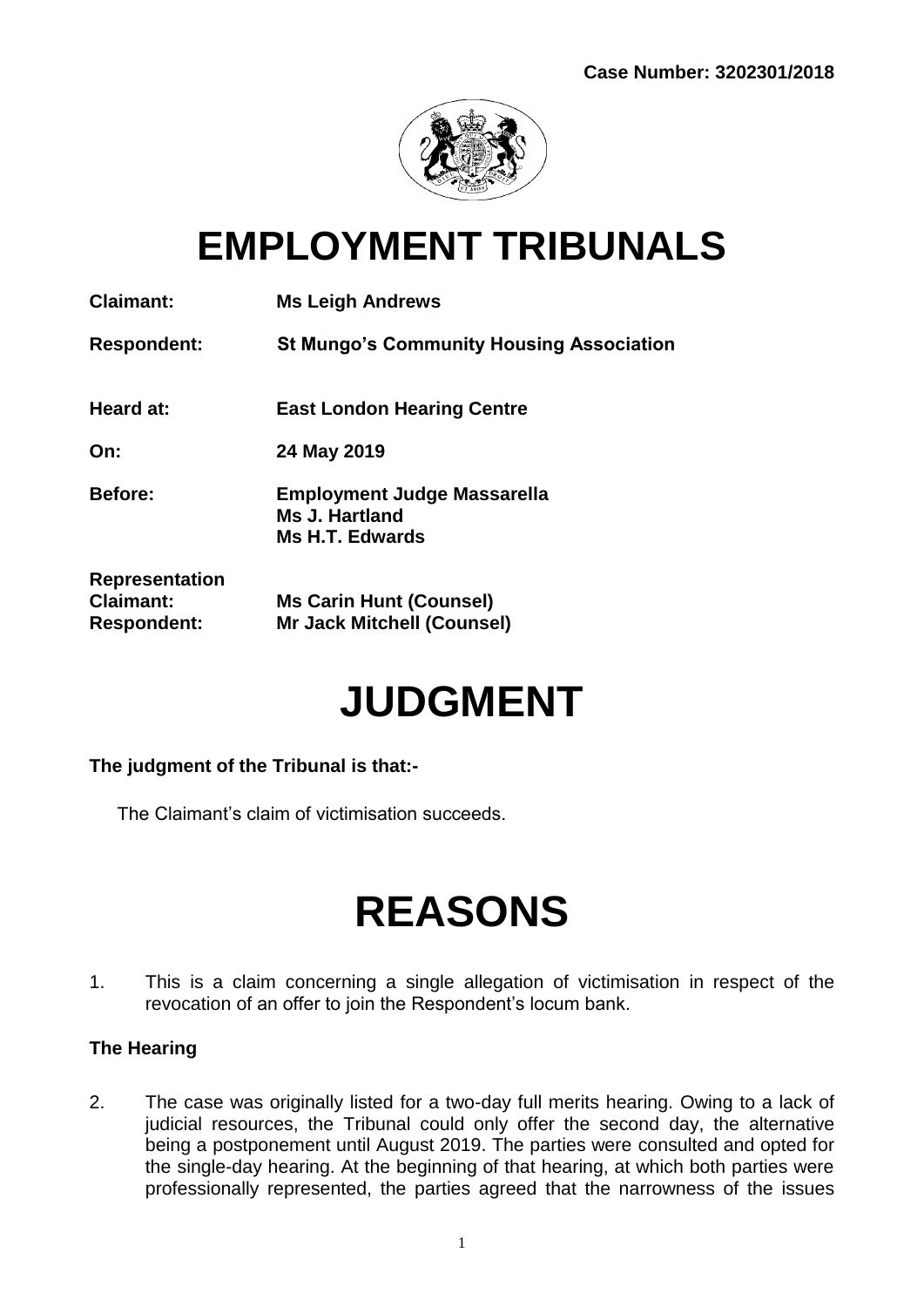**Case Number: 3202301/2018**

# EMPLOYMENT TRIBUNALS

**Claimant:** **Ms Leigh Andrews**

**Respondent:** **St Mungo's Community Housing Association**

**Heard at:** **East London Hearing Centre**

**On:** **24 May 2019**

**Before:** **Employment Judge Massarella**
**Ms J. Hartland**
**Ms H.T. Edwards**

**Representation**
**Claimant:** **Ms Carin Hunt (Counsel)**
**Respondent:** **Mr Jack Mitchell (Counsel)**

# JUDGMENT

**The judgment of the Tribunal is that:-**

The Claimant's claim of victimisation succeeds.

# REASONS

1. This is a claim concerning a single allegation of victimisation in respect of the revocation of an offer to join the Respondent's locum bank.

### The Hearing

2. The case was originally listed for a two-day full merits hearing. Owing to a lack of judicial resources, the Tribunal could only offer the second day, the alternative being a postponement until August 2019. The parties were consulted and opted for the single-day hearing. At the beginning of that hearing, at which both parties were professionally represented, the parties agreed that the narrowness of the issues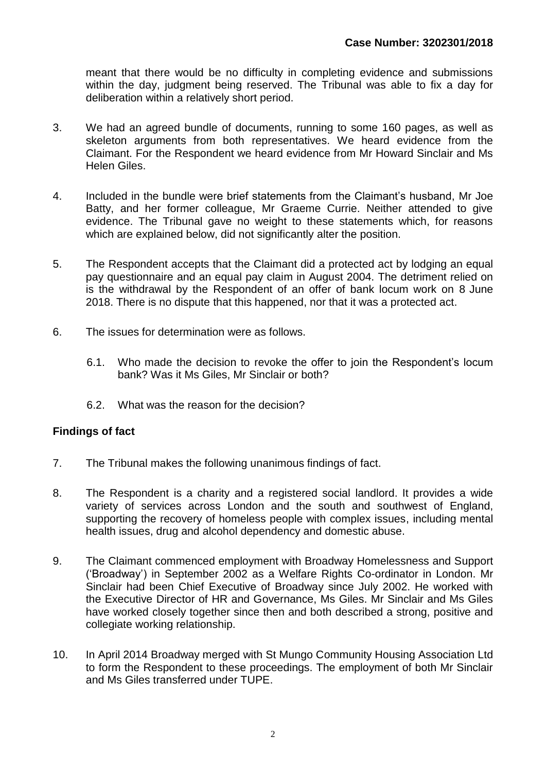meant that there would be no difficulty in completing evidence and submissions within the day, judgment being reserved. The Tribunal was able to fix a day for deliberation within a relatively short period.

3. We had an agreed bundle of documents, running to some 160 pages, as well as skeleton arguments from both representatives. We heard evidence from the Claimant. For the Respondent we heard evidence from Mr Howard Sinclair and Ms Helen Giles.

4. Included in the bundle were brief statements from the Claimant's husband, Mr Joe Batty, and her former colleague, Mr Graeme Currie. Neither attended to give evidence. The Tribunal gave no weight to these statements which, for reasons which are explained below, did not significantly alter the position.

5. The Respondent accepts that the Claimant did a protected act by lodging an equal pay questionnaire and an equal pay claim in August 2004. The detriment relied on is the withdrawal by the Respondent of an offer of bank locum work on 8 June 2018. There is no dispute that this happened, nor that it was a protected act.

6. The issues for determination were as follows.

   6.1. Who made the decision to revoke the offer to join the Respondent's locum bank? Was it Ms Giles, Mr Sinclair or both?

   6.2. What was the reason for the decision?

## Findings of fact

7. The Tribunal makes the following unanimous findings of fact.

8. The Respondent is a charity and a registered social landlord. It provides a wide variety of services across London and the south and southwest of England, supporting the recovery of homeless people with complex issues, including mental health issues, drug and alcohol dependency and domestic abuse.

9. The Claimant commenced employment with Broadway Homelessness and Support ('Broadway') in September 2002 as a Welfare Rights Co-ordinator in London. Mr Sinclair had been Chief Executive of Broadway since July 2002. He worked with the Executive Director of HR and Governance, Ms Giles. Mr Sinclair and Ms Giles have worked closely together since then and both described a strong, positive and collegiate working relationship.

10. In April 2014 Broadway merged with St Mungo Community Housing Association Ltd to form the Respondent to these proceedings. The employment of both Mr Sinclair and Ms Giles transferred under TUPE.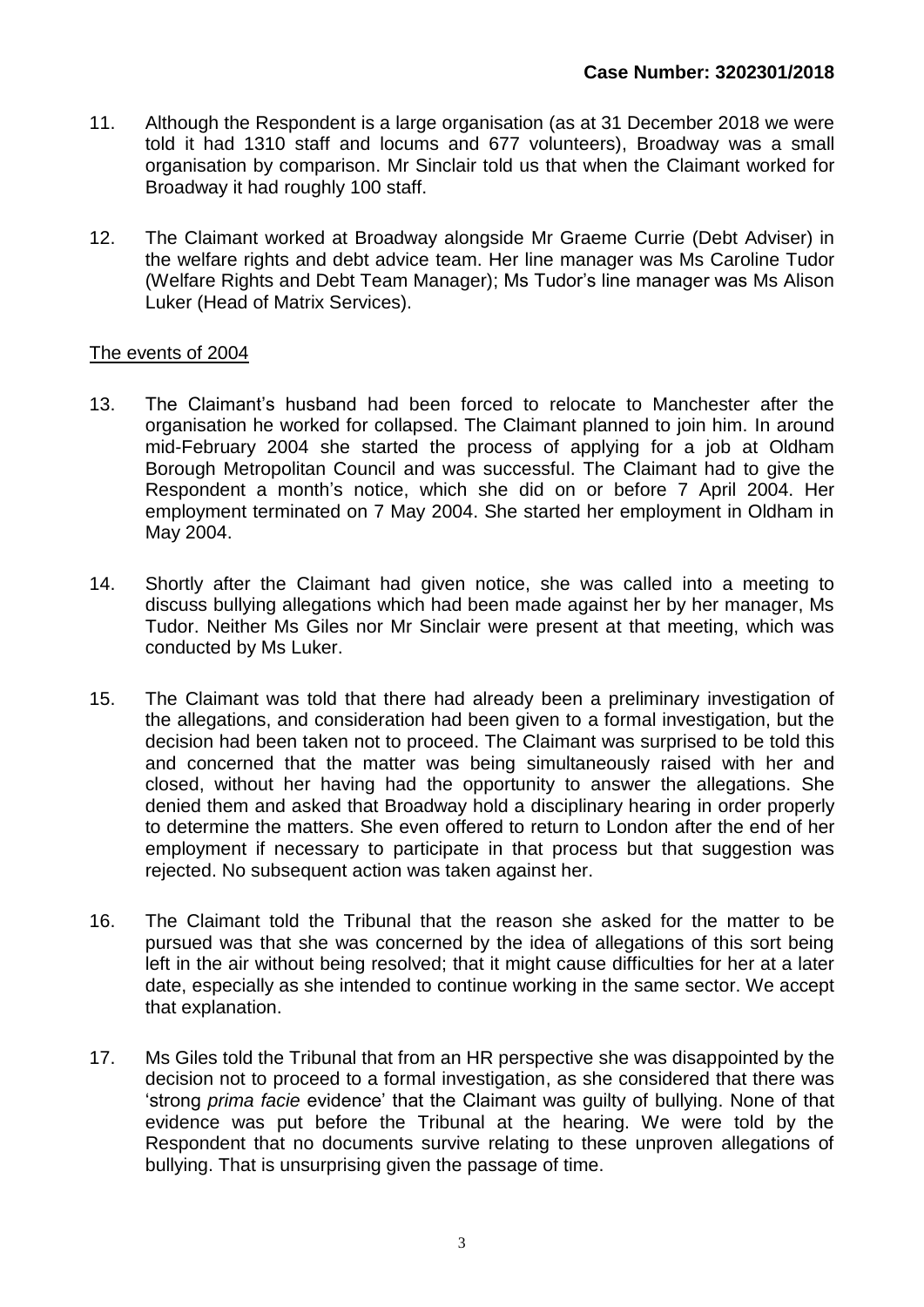11. Although the Respondent is a large organisation (as at 31 December 2018 we were told it had 1310 staff and locums and 677 volunteers), Broadway was a small organisation by comparison. Mr Sinclair told us that when the Claimant worked for Broadway it had roughly 100 staff.

12. The Claimant worked at Broadway alongside Mr Graeme Currie (Debt Adviser) in the welfare rights and debt advice team. Her line manager was Ms Caroline Tudor (Welfare Rights and Debt Team Manager); Ms Tudor's line manager was Ms Alison Luker (Head of Matrix Services).

The events of 2004

13. The Claimant's husband had been forced to relocate to Manchester after the organisation he worked for collapsed. The Claimant planned to join him. In around mid-February 2004 she started the process of applying for a job at Oldham Borough Metropolitan Council and was successful. The Claimant had to give the Respondent a month's notice, which she did on or before 7 April 2004. Her employment terminated on 7 May 2004. She started her employment in Oldham in May 2004.

14. Shortly after the Claimant had given notice, she was called into a meeting to discuss bullying allegations which had been made against her by her manager, Ms Tudor. Neither Ms Giles nor Mr Sinclair were present at that meeting, which was conducted by Ms Luker.

15. The Claimant was told that there had already been a preliminary investigation of the allegations, and consideration had been given to a formal investigation, but the decision had been taken not to proceed. The Claimant was surprised to be told this and concerned that the matter was being simultaneously raised with her and closed, without her having had the opportunity to answer the allegations. She denied them and asked that Broadway hold a disciplinary hearing in order properly to determine the matters. She even offered to return to London after the end of her employment if necessary to participate in that process but that suggestion was rejected. No subsequent action was taken against her.

16. The Claimant told the Tribunal that the reason she asked for the matter to be pursued was that she was concerned by the idea of allegations of this sort being left in the air without being resolved; that it might cause difficulties for her at a later date, especially as she intended to continue working in the same sector. We accept that explanation.

17. Ms Giles told the Tribunal that from an HR perspective she was disappointed by the decision not to proceed to a formal investigation, as she considered that there was 'strong *prima facie* evidence' that the Claimant was guilty of bullying. None of that evidence was put before the Tribunal at the hearing. We were told by the Respondent that no documents survive relating to these unproven allegations of bullying. That is unsurprising given the passage of time.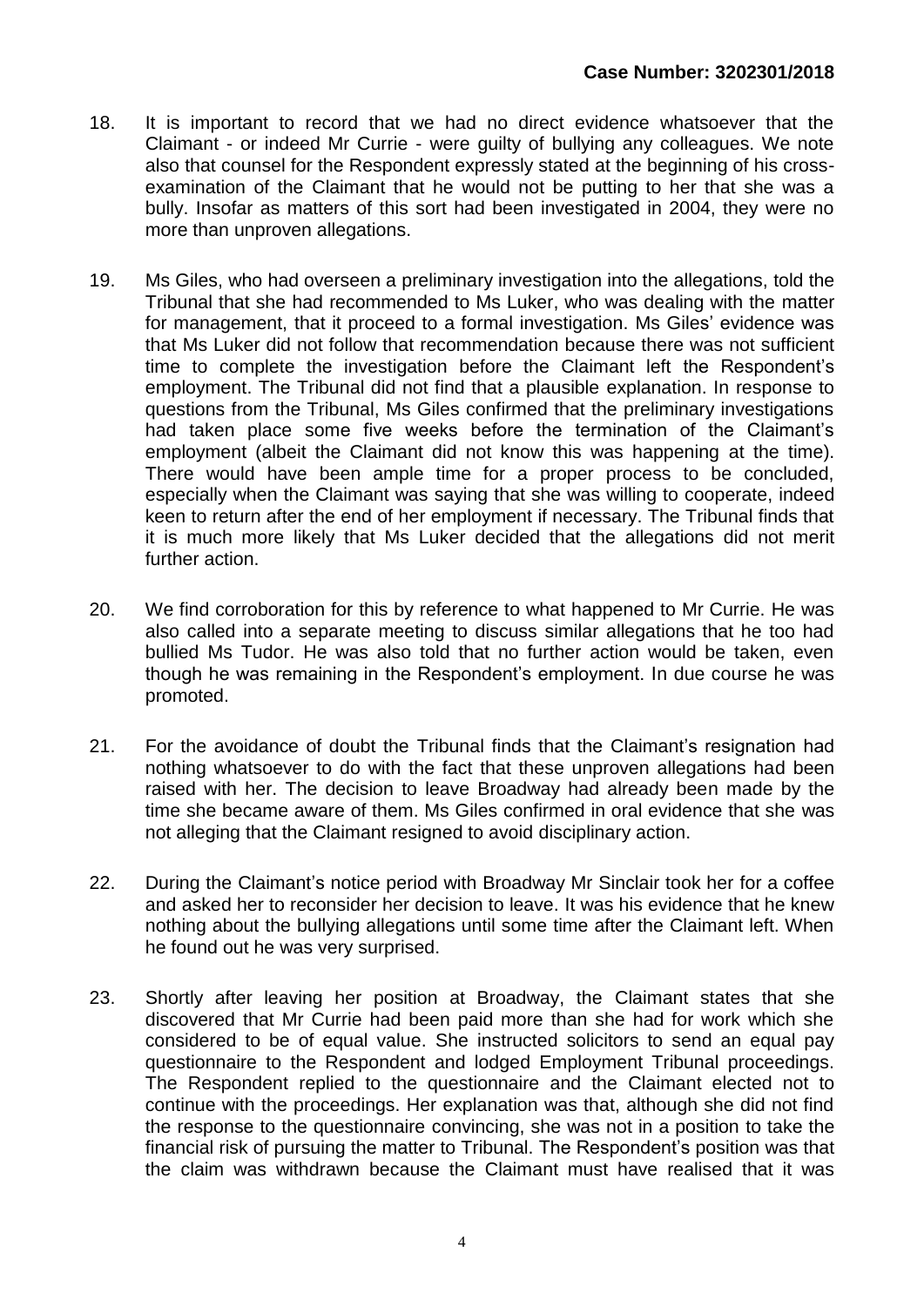18. It is important to record that we had no direct evidence whatsoever that the Claimant - or indeed Mr Currie - were guilty of bullying any colleagues. We note also that counsel for the Respondent expressly stated at the beginning of his cross-examination of the Claimant that he would not be putting to her that she was a bully. Insofar as matters of this sort had been investigated in 2004, they were no more than unproven allegations.

19. Ms Giles, who had overseen a preliminary investigation into the allegations, told the Tribunal that she had recommended to Ms Luker, who was dealing with the matter for management, that it proceed to a formal investigation. Ms Giles' evidence was that Ms Luker did not follow that recommendation because there was not sufficient time to complete the investigation before the Claimant left the Respondent's employment. The Tribunal did not find that a plausible explanation. In response to questions from the Tribunal, Ms Giles confirmed that the preliminary investigations had taken place some five weeks before the termination of the Claimant's employment (albeit the Claimant did not know this was happening at the time). There would have been ample time for a proper process to be concluded, especially when the Claimant was saying that she was willing to cooperate, indeed keen to return after the end of her employment if necessary. The Tribunal finds that it is much more likely that Ms Luker decided that the allegations did not merit further action.

20. We find corroboration for this by reference to what happened to Mr Currie. He was also called into a separate meeting to discuss similar allegations that he too had bullied Ms Tudor. He was also told that no further action would be taken, even though he was remaining in the Respondent's employment. In due course he was promoted.

21. For the avoidance of doubt the Tribunal finds that the Claimant's resignation had nothing whatsoever to do with the fact that these unproven allegations had been raised with her. The decision to leave Broadway had already been made by the time she became aware of them. Ms Giles confirmed in oral evidence that she was not alleging that the Claimant resigned to avoid disciplinary action.

22. During the Claimant's notice period with Broadway Mr Sinclair took her for a coffee and asked her to reconsider her decision to leave. It was his evidence that he knew nothing about the bullying allegations until some time after the Claimant left. When he found out he was very surprised.

23. Shortly after leaving her position at Broadway, the Claimant states that she discovered that Mr Currie had been paid more than she had for work which she considered to be of equal value. She instructed solicitors to send an equal pay questionnaire to the Respondent and lodged Employment Tribunal proceedings. The Respondent replied to the questionnaire and the Claimant elected not to continue with the proceedings. Her explanation was that, although she did not find the response to the questionnaire convincing, she was not in a position to take the financial risk of pursuing the matter to Tribunal. The Respondent's position was that the claim was withdrawn because the Claimant must have realised that it was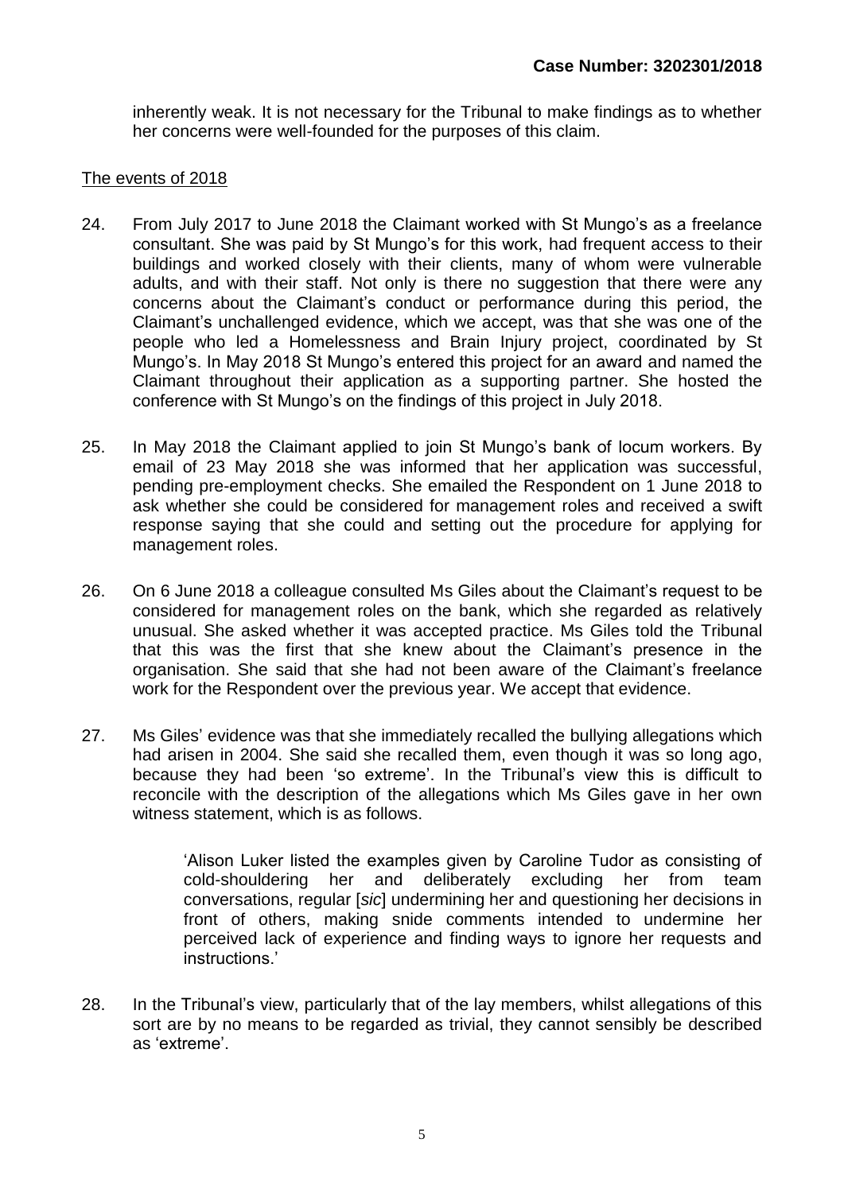inherently weak. It is not necessary for the Tribunal to make findings as to whether her concerns were well-founded for the purposes of this claim.

<u>The events of 2018</u>

24. From July 2017 to June 2018 the Claimant worked with St Mungo's as a freelance consultant. She was paid by St Mungo's for this work, had frequent access to their buildings and worked closely with their clients, many of whom were vulnerable adults, and with their staff. Not only is there no suggestion that there were any concerns about the Claimant's conduct or performance during this period, the Claimant's unchallenged evidence, which we accept, was that she was one of the people who led a Homelessness and Brain Injury project, coordinated by St Mungo's. In May 2018 St Mungo's entered this project for an award and named the Claimant throughout their application as a supporting partner. She hosted the conference with St Mungo's on the findings of this project in July 2018.

25. In May 2018 the Claimant applied to join St Mungo's bank of locum workers. By email of 23 May 2018 she was informed that her application was successful, pending pre-employment checks. She emailed the Respondent on 1 June 2018 to ask whether she could be considered for management roles and received a swift response saying that she could and setting out the procedure for applying for management roles.

26. On 6 June 2018 a colleague consulted Ms Giles about the Claimant's request to be considered for management roles on the bank, which she regarded as relatively unusual. She asked whether it was accepted practice. Ms Giles told the Tribunal that this was the first that she knew about the Claimant's presence in the organisation. She said that she had not been aware of the Claimant's freelance work for the Respondent over the previous year. We accept that evidence.

27. Ms Giles' evidence was that she immediately recalled the bullying allegations which had arisen in 2004. She said she recalled them, even though it was so long ago, because they had been 'so extreme'. In the Tribunal's view this is difficult to reconcile with the description of the allegations which Ms Giles gave in her own witness statement, which is as follows.

> 'Alison Luker listed the examples given by Caroline Tudor as consisting of cold-shouldering her and deliberately excluding her from team conversations, regular [*sic*] undermining her and questioning her decisions in front of others, making snide comments intended to undermine her perceived lack of experience and finding ways to ignore her requests and instructions.'

28. In the Tribunal's view, particularly that of the lay members, whilst allegations of this sort are by no means to be regarded as trivial, they cannot sensibly be described as 'extreme'.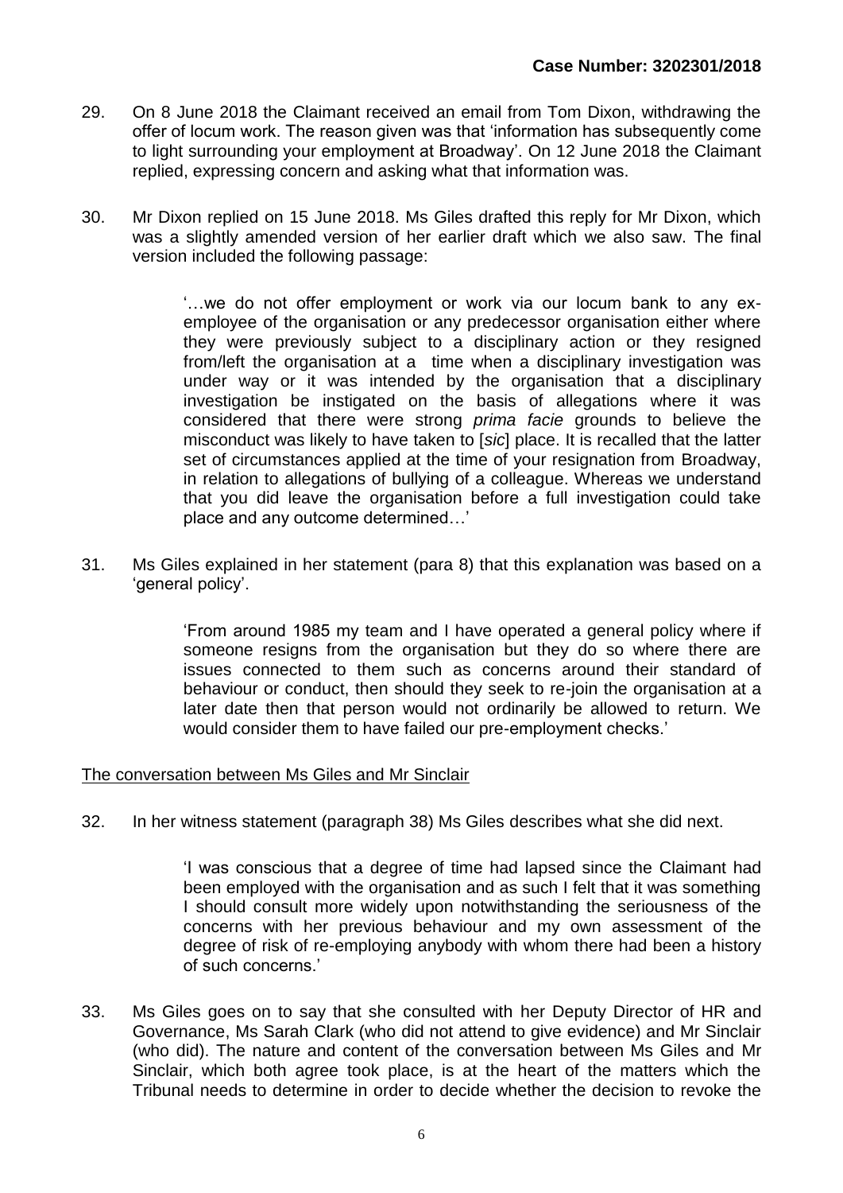29. On 8 June 2018 the Claimant received an email from Tom Dixon, withdrawing the offer of locum work. The reason given was that 'information has subsequently come to light surrounding your employment at Broadway'. On 12 June 2018 the Claimant replied, expressing concern and asking what that information was.

30. Mr Dixon replied on 15 June 2018. Ms Giles drafted this reply for Mr Dixon, which was a slightly amended version of her earlier draft which we also saw. The final version included the following passage:

> '…we do not offer employment or work via our locum bank to any ex-employee of the organisation or any predecessor organisation either where they were previously subject to a disciplinary action or they resigned from/left the organisation at a time when a disciplinary investigation was under way or it was intended by the organisation that a disciplinary investigation be instigated on the basis of allegations where it was considered that there were strong *prima facie* grounds to believe the misconduct was likely to have taken to [*sic*] place. It is recalled that the latter set of circumstances applied at the time of your resignation from Broadway, in relation to allegations of bullying of a colleague. Whereas we understand that you did leave the organisation before a full investigation could take place and any outcome determined…'

31. Ms Giles explained in her statement (para 8) that this explanation was based on a 'general policy'.

> 'From around 1985 my team and I have operated a general policy where if someone resigns from the organisation but they do so where there are issues connected to them such as concerns around their standard of behaviour or conduct, then should they seek to re-join the organisation at a later date then that person would not ordinarily be allowed to return. We would consider them to have failed our pre-employment checks.'

<u>The conversation between Ms Giles and Mr Sinclair</u>

32. In her witness statement (paragraph 38) Ms Giles describes what she did next.

> 'I was conscious that a degree of time had lapsed since the Claimant had been employed with the organisation and as such I felt that it was something I should consult more widely upon notwithstanding the seriousness of the concerns with her previous behaviour and my own assessment of the degree of risk of re-employing anybody with whom there had been a history of such concerns.'

33. Ms Giles goes on to say that she consulted with her Deputy Director of HR and Governance, Ms Sarah Clark (who did not attend to give evidence) and Mr Sinclair (who did). The nature and content of the conversation between Ms Giles and Mr Sinclair, which both agree took place, is at the heart of the matters which the Tribunal needs to determine in order to decide whether the decision to revoke the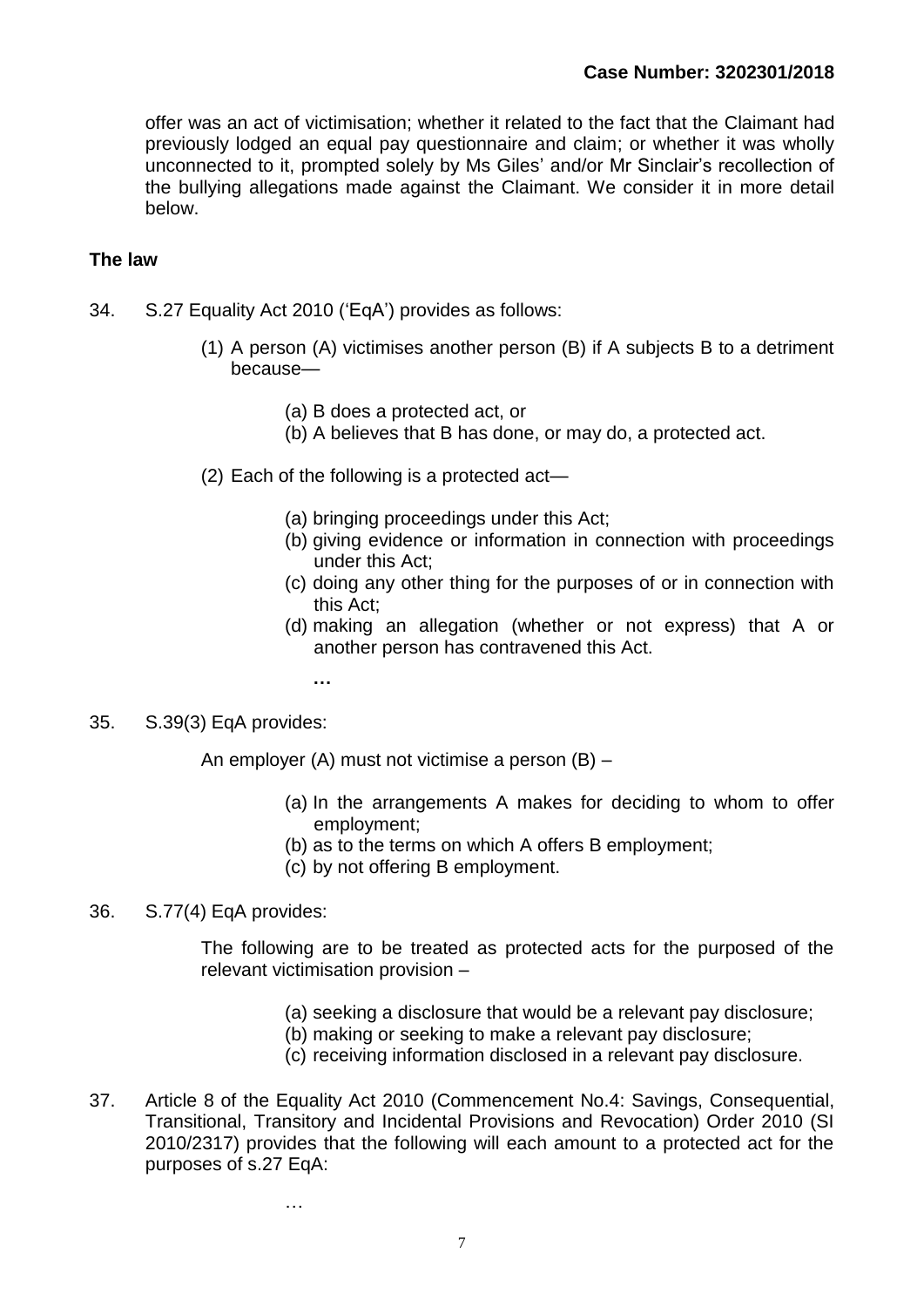offer was an act of victimisation; whether it related to the fact that the Claimant had previously lodged an equal pay questionnaire and claim; or whether it was wholly unconnected to it, prompted solely by Ms Giles' and/or Mr Sinclair's recollection of the bullying allegations made against the Claimant. We consider it in more detail below.

## The law

34. S.27 Equality Act 2010 ('EqA') provides as follows:

    (1) A person (A) victimises another person (B) if A subjects B to a detriment because—

    > (a) B does a protected act, or
    > (b) A believes that B has done, or may do, a protected act.

    (2) Each of the following is a protected act—

    > (a) bringing proceedings under this Act;
    > (b) giving evidence or information in connection with proceedings under this Act;
    > (c) doing any other thing for the purposes of or in connection with this Act;
    > (d) making an allegation (whether or not express) that A or another person has contravened this Act.
    >
    > **…**

35. S.39(3) EqA provides:

    An employer (A) must not victimise a person (B) –

    > (a) In the arrangements A makes for deciding to whom to offer employment;
    > (b) as to the terms on which A offers B employment;
    > (c) by not offering B employment.

36. S.77(4) EqA provides:

    The following are to be treated as protected acts for the purposed of the relevant victimisation provision –

    > (a) seeking a disclosure that would be a relevant pay disclosure;
    > (b) making or seeking to make a relevant pay disclosure;
    > (c) receiving information disclosed in a relevant pay disclosure.

37. Article 8 of the Equality Act 2010 (Commencement No.4: Savings, Consequential, Transitional, Transitory and Incidental Provisions and Revocation) Order 2010 (SI 2010/2317) provides that the following will each amount to a protected act for the purposes of s.27 EqA:

    …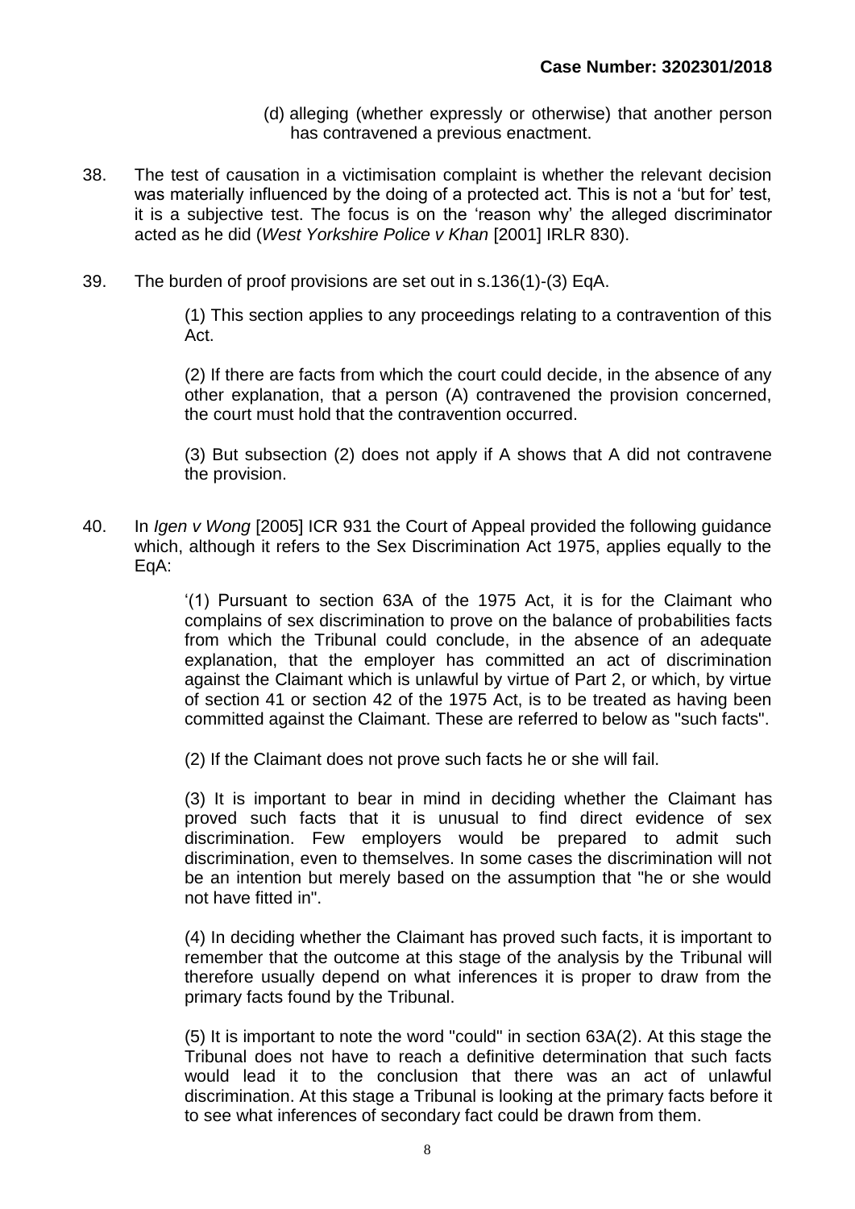(d) alleging (whether expressly or otherwise) that another person has contravened a previous enactment.

38. The test of causation in a victimisation complaint is whether the relevant decision was materially influenced by the doing of a protected act. This is not a 'but for' test, it is a subjective test. The focus is on the 'reason why' the alleged discriminator acted as he did (*West Yorkshire Police v Khan* [2001] IRLR 830).

39. The burden of proof provisions are set out in s.136(1)-(3) EqA.

> (1) This section applies to any proceedings relating to a contravention of this Act.
>
> (2) If there are facts from which the court could decide, in the absence of any other explanation, that a person (A) contravened the provision concerned, the court must hold that the contravention occurred.
>
> (3) But subsection (2) does not apply if A shows that A did not contravene the provision.

40. In *Igen v Wong* [2005] ICR 931 the Court of Appeal provided the following guidance which, although it refers to the Sex Discrimination Act 1975, applies equally to the EqA:

> '(1) Pursuant to section 63A of the 1975 Act, it is for the Claimant who complains of sex discrimination to prove on the balance of probabilities facts from which the Tribunal could conclude, in the absence of an adequate explanation, that the employer has committed an act of discrimination against the Claimant which is unlawful by virtue of Part 2, or which, by virtue of section 41 or section 42 of the 1975 Act, is to be treated as having been committed against the Claimant. These are referred to below as "such facts".
>
> (2) If the Claimant does not prove such facts he or she will fail.
>
> (3) It is important to bear in mind in deciding whether the Claimant has proved such facts that it is unusual to find direct evidence of sex discrimination. Few employers would be prepared to admit such discrimination, even to themselves. In some cases the discrimination will not be an intention but merely based on the assumption that "he or she would not have fitted in".
>
> (4) In deciding whether the Claimant has proved such facts, it is important to remember that the outcome at this stage of the analysis by the Tribunal will therefore usually depend on what inferences it is proper to draw from the primary facts found by the Tribunal.
>
> (5) It is important to note the word "could" in section 63A(2). At this stage the Tribunal does not have to reach a definitive determination that such facts would lead it to the conclusion that there was an act of unlawful discrimination. At this stage a Tribunal is looking at the primary facts before it to see what inferences of secondary fact could be drawn from them.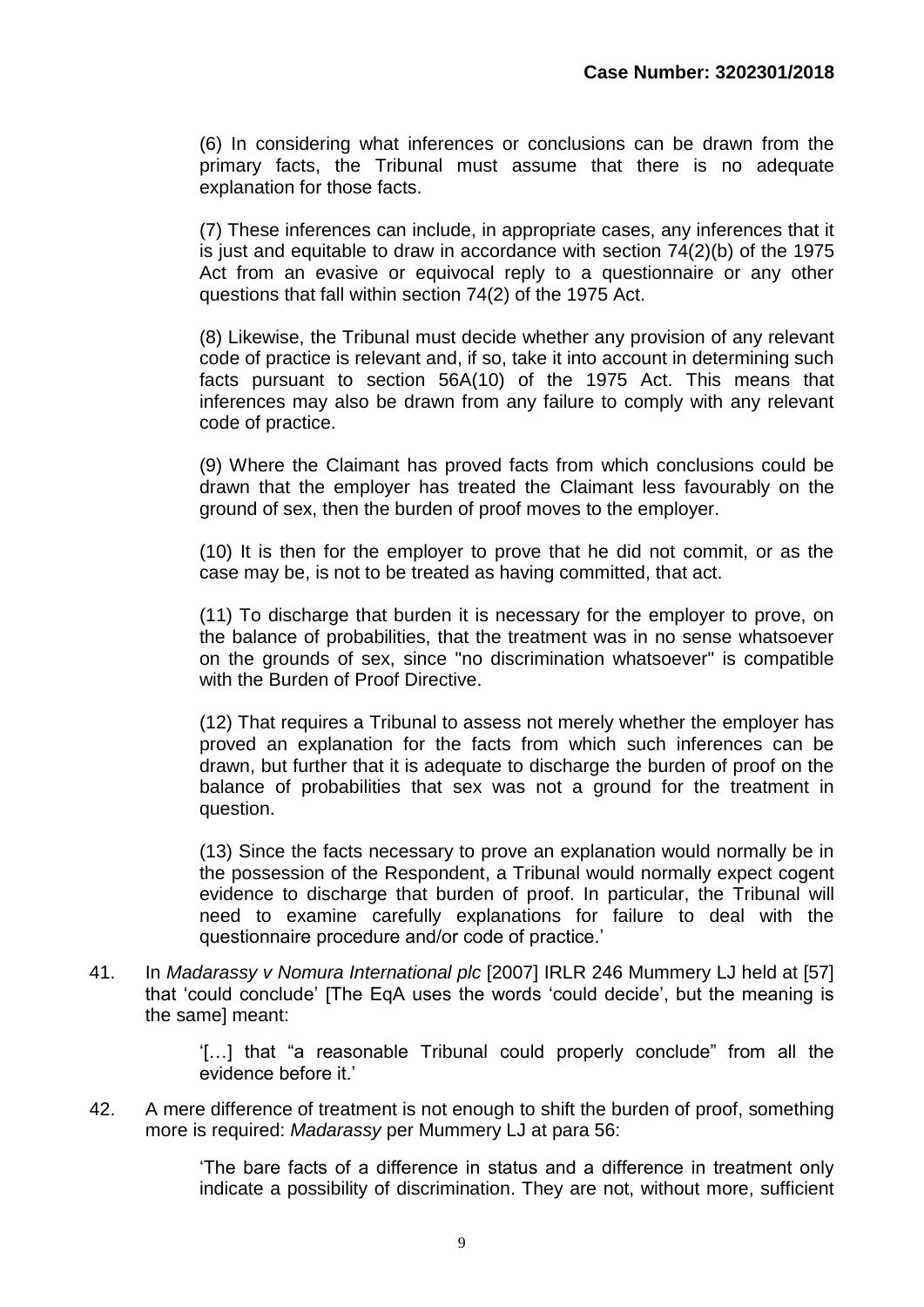(6) In considering what inferences or conclusions can be drawn from the primary facts, the Tribunal must assume that there is no adequate explanation for those facts.

(7) These inferences can include, in appropriate cases, any inferences that it is just and equitable to draw in accordance with section 74(2)(b) of the 1975 Act from an evasive or equivocal reply to a questionnaire or any other questions that fall within section 74(2) of the 1975 Act.

(8) Likewise, the Tribunal must decide whether any provision of any relevant code of practice is relevant and, if so, take it into account in determining such facts pursuant to section 56A(10) of the 1975 Act. This means that inferences may also be drawn from any failure to comply with any relevant code of practice.

(9) Where the Claimant has proved facts from which conclusions could be drawn that the employer has treated the Claimant less favourably on the ground of sex, then the burden of proof moves to the employer.

(10) It is then for the employer to prove that he did not commit, or as the case may be, is not to be treated as having committed, that act.

(11) To discharge that burden it is necessary for the employer to prove, on the balance of probabilities, that the treatment was in no sense whatsoever on the grounds of sex, since "no discrimination whatsoever" is compatible with the Burden of Proof Directive.

(12) That requires a Tribunal to assess not merely whether the employer has proved an explanation for the facts from which such inferences can be drawn, but further that it is adequate to discharge the burden of proof on the balance of probabilities that sex was not a ground for the treatment in question.

(13) Since the facts necessary to prove an explanation would normally be in the possession of the Respondent, a Tribunal would normally expect cogent evidence to discharge that burden of proof. In particular, the Tribunal will need to examine carefully explanations for failure to deal with the questionnaire procedure and/or code of practice.'

41. In *Madarassy v Nomura International plc* [2007] IRLR 246 Mummery LJ held at [57] that 'could conclude' [The EqA uses the words 'could decide', but the meaning is the same] meant:

   '[…] that "a reasonable Tribunal could properly conclude" from all the evidence before it.'

42. A mere difference of treatment is not enough to shift the burden of proof, something more is required: *Madarassy* per Mummery LJ at para 56:

   'The bare facts of a difference in status and a difference in treatment only indicate a possibility of discrimination. They are not, without more, sufficient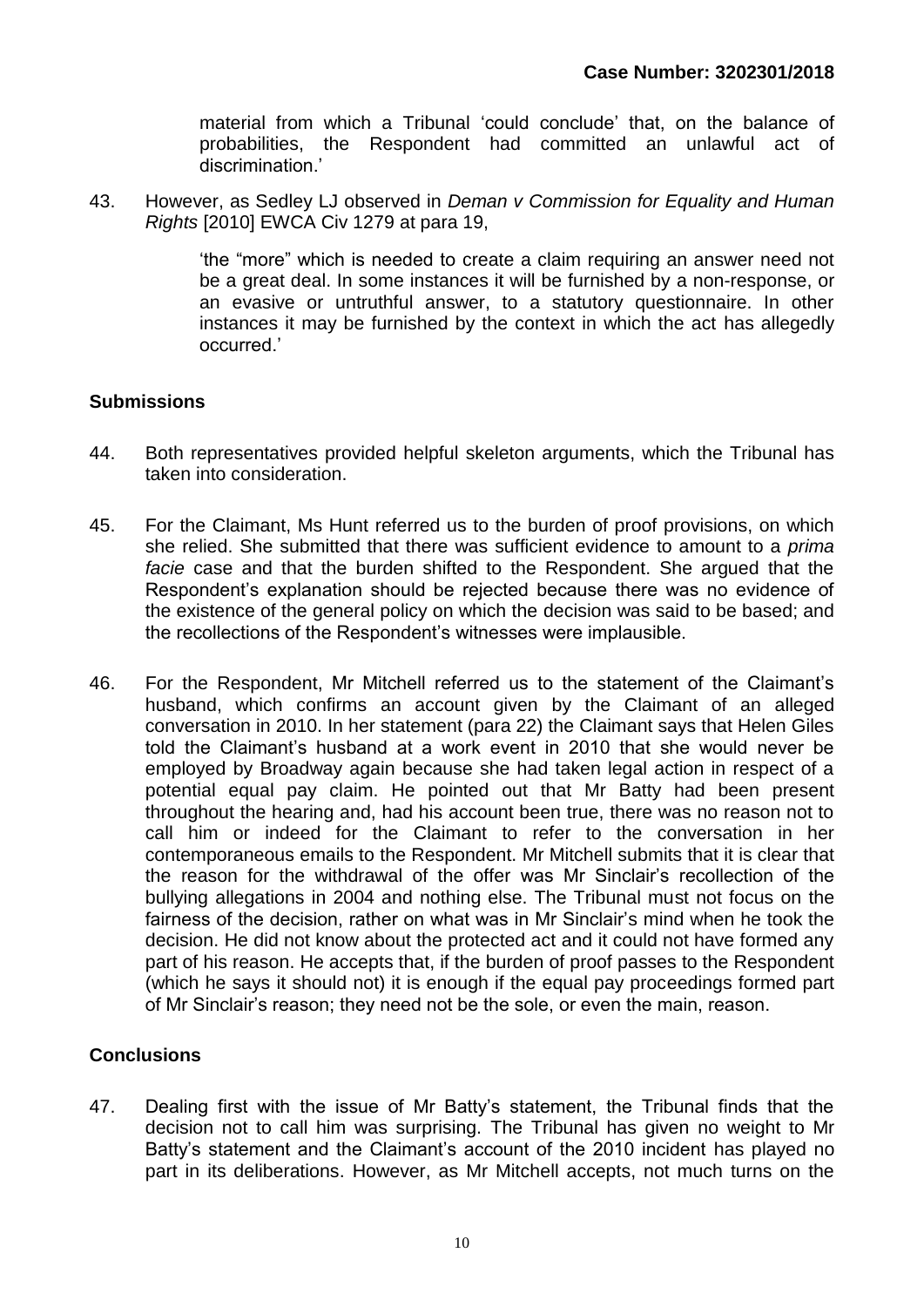material from which a Tribunal 'could conclude' that, on the balance of probabilities, the Respondent had committed an unlawful act of discrimination.'

43. However, as Sedley LJ observed in *Deman v Commission for Equality and Human Rights* [2010] EWCA Civ 1279 at para 19,

> 'the "more" which is needed to create a claim requiring an answer need not be a great deal. In some instances it will be furnished by a non-response, or an evasive or untruthful answer, to a statutory questionnaire. In other instances it may be furnished by the context in which the act has allegedly occurred.'

## Submissions

44. Both representatives provided helpful skeleton arguments, which the Tribunal has taken into consideration.

45. For the Claimant, Ms Hunt referred us to the burden of proof provisions, on which she relied. She submitted that there was sufficient evidence to amount to a *prima facie* case and that the burden shifted to the Respondent. She argued that the Respondent's explanation should be rejected because there was no evidence of the existence of the general policy on which the decision was said to be based; and the recollections of the Respondent's witnesses were implausible.

46. For the Respondent, Mr Mitchell referred us to the statement of the Claimant's husband, which confirms an account given by the Claimant of an alleged conversation in 2010. In her statement (para 22) the Claimant says that Helen Giles told the Claimant's husband at a work event in 2010 that she would never be employed by Broadway again because she had taken legal action in respect of a potential equal pay claim. He pointed out that Mr Batty had been present throughout the hearing and, had his account been true, there was no reason not to call him or indeed for the Claimant to refer to the conversation in her contemporaneous emails to the Respondent. Mr Mitchell submits that it is clear that the reason for the withdrawal of the offer was Mr Sinclair's recollection of the bullying allegations in 2004 and nothing else. The Tribunal must not focus on the fairness of the decision, rather on what was in Mr Sinclair's mind when he took the decision. He did not know about the protected act and it could not have formed any part of his reason. He accepts that, if the burden of proof passes to the Respondent (which he says it should not) it is enough if the equal pay proceedings formed part of Mr Sinclair's reason; they need not be the sole, or even the main, reason.

## Conclusions

47. Dealing first with the issue of Mr Batty's statement, the Tribunal finds that the decision not to call him was surprising. The Tribunal has given no weight to Mr Batty's statement and the Claimant's account of the 2010 incident has played no part in its deliberations. However, as Mr Mitchell accepts, not much turns on the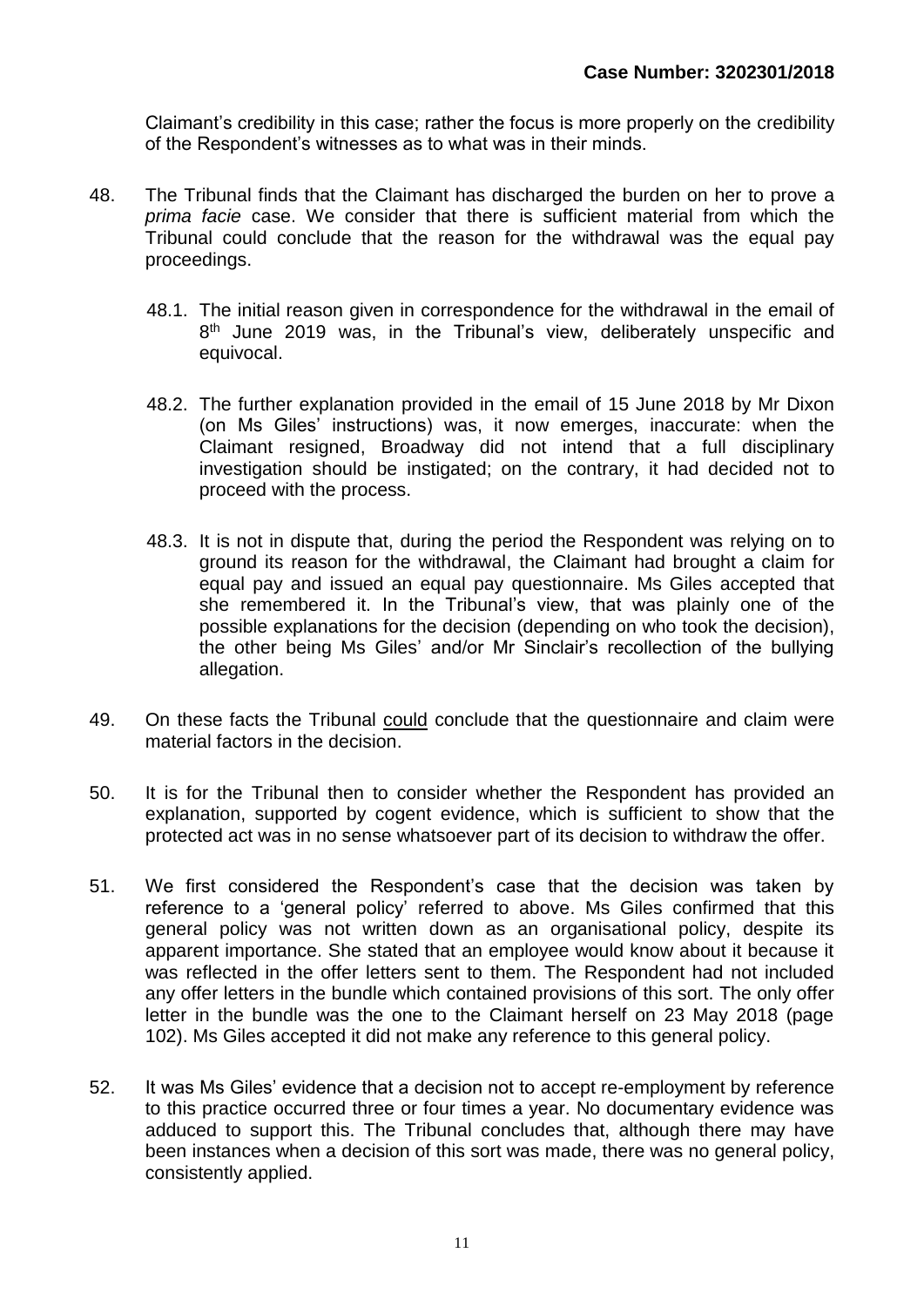Claimant's credibility in this case; rather the focus is more properly on the credibility of the Respondent's witnesses as to what was in their minds.

48. The Tribunal finds that the Claimant has discharged the burden on her to prove a *prima facie* case. We consider that there is sufficient material from which the Tribunal could conclude that the reason for the withdrawal was the equal pay proceedings.

    48.1. The initial reason given in correspondence for the withdrawal in the email of 8th June 2019 was, in the Tribunal's view, deliberately unspecific and equivocal.

    48.2. The further explanation provided in the email of 15 June 2018 by Mr Dixon (on Ms Giles' instructions) was, it now emerges, inaccurate: when the Claimant resigned, Broadway did not intend that a full disciplinary investigation should be instigated; on the contrary, it had decided not to proceed with the process.

    48.3. It is not in dispute that, during the period the Respondent was relying on to ground its reason for the withdrawal, the Claimant had brought a claim for equal pay and issued an equal pay questionnaire. Ms Giles accepted that she remembered it. In the Tribunal's view, that was plainly one of the possible explanations for the decision (depending on who took the decision), the other being Ms Giles' and/or Mr Sinclair's recollection of the bullying allegation.

49. On these facts the Tribunal could conclude that the questionnaire and claim were material factors in the decision.

50. It is for the Tribunal then to consider whether the Respondent has provided an explanation, supported by cogent evidence, which is sufficient to show that the protected act was in no sense whatsoever part of its decision to withdraw the offer.

51. We first considered the Respondent's case that the decision was taken by reference to a 'general policy' referred to above. Ms Giles confirmed that this general policy was not written down as an organisational policy, despite its apparent importance. She stated that an employee would know about it because it was reflected in the offer letters sent to them. The Respondent had not included any offer letters in the bundle which contained provisions of this sort. The only offer letter in the bundle was the one to the Claimant herself on 23 May 2018 (page 102). Ms Giles accepted it did not make any reference to this general policy.

52. It was Ms Giles' evidence that a decision not to accept re-employment by reference to this practice occurred three or four times a year. No documentary evidence was adduced to support this. The Tribunal concludes that, although there may have been instances when a decision of this sort was made, there was no general policy, consistently applied.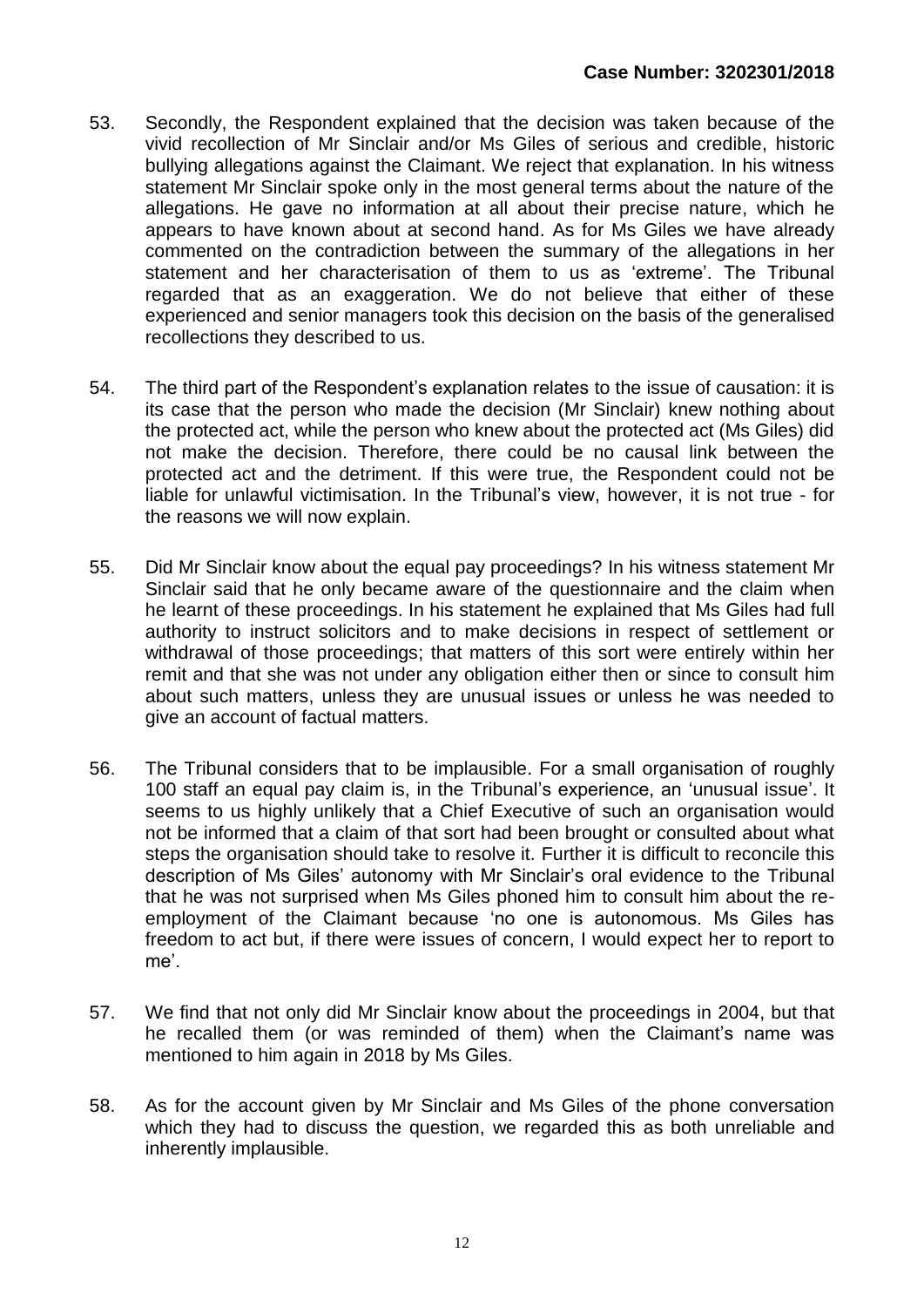53. Secondly, the Respondent explained that the decision was taken because of the vivid recollection of Mr Sinclair and/or Ms Giles of serious and credible, historic bullying allegations against the Claimant. We reject that explanation. In his witness statement Mr Sinclair spoke only in the most general terms about the nature of the allegations. He gave no information at all about their precise nature, which he appears to have known about at second hand. As for Ms Giles we have already commented on the contradiction between the summary of the allegations in her statement and her characterisation of them to us as 'extreme'. The Tribunal regarded that as an exaggeration. We do not believe that either of these experienced and senior managers took this decision on the basis of the generalised recollections they described to us.

54. The third part of the Respondent's explanation relates to the issue of causation: it is its case that the person who made the decision (Mr Sinclair) knew nothing about the protected act, while the person who knew about the protected act (Ms Giles) did not make the decision. Therefore, there could be no causal link between the protected act and the detriment. If this were true, the Respondent could not be liable for unlawful victimisation. In the Tribunal's view, however, it is not true - for the reasons we will now explain.

55. Did Mr Sinclair know about the equal pay proceedings? In his witness statement Mr Sinclair said that he only became aware of the questionnaire and the claim when he learnt of these proceedings. In his statement he explained that Ms Giles had full authority to instruct solicitors and to make decisions in respect of settlement or withdrawal of those proceedings; that matters of this sort were entirely within her remit and that she was not under any obligation either then or since to consult him about such matters, unless they are unusual issues or unless he was needed to give an account of factual matters.

56. The Tribunal considers that to be implausible. For a small organisation of roughly 100 staff an equal pay claim is, in the Tribunal's experience, an 'unusual issue'. It seems to us highly unlikely that a Chief Executive of such an organisation would not be informed that a claim of that sort had been brought or consulted about what steps the organisation should take to resolve it. Further it is difficult to reconcile this description of Ms Giles' autonomy with Mr Sinclair's oral evidence to the Tribunal that he was not surprised when Ms Giles phoned him to consult him about the re-employment of the Claimant because 'no one is autonomous. Ms Giles has freedom to act but, if there were issues of concern, I would expect her to report to me'.

57. We find that not only did Mr Sinclair know about the proceedings in 2004, but that he recalled them (or was reminded of them) when the Claimant's name was mentioned to him again in 2018 by Ms Giles.

58. As for the account given by Mr Sinclair and Ms Giles of the phone conversation which they had to discuss the question, we regarded this as both unreliable and inherently implausible.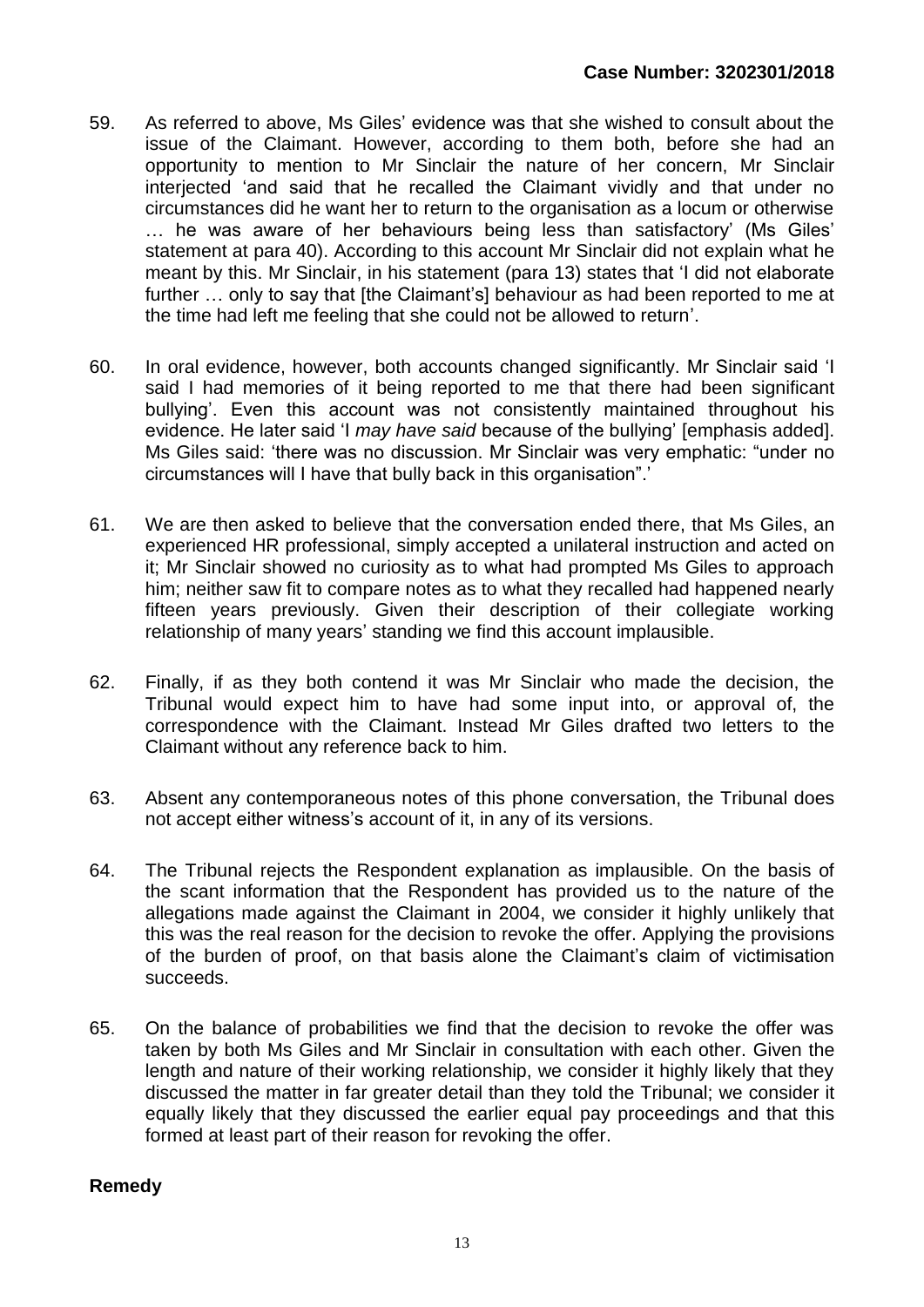59. As referred to above, Ms Giles' evidence was that she wished to consult about the issue of the Claimant. However, according to them both, before she had an opportunity to mention to Mr Sinclair the nature of her concern, Mr Sinclair interjected 'and said that he recalled the Claimant vividly and that under no circumstances did he want her to return to the organisation as a locum or otherwise … he was aware of her behaviours being less than satisfactory' (Ms Giles' statement at para 40). According to this account Mr Sinclair did not explain what he meant by this. Mr Sinclair, in his statement (para 13) states that 'I did not elaborate further … only to say that [the Claimant's] behaviour as had been reported to me at the time had left me feeling that she could not be allowed to return'.

60. In oral evidence, however, both accounts changed significantly. Mr Sinclair said 'I said I had memories of it being reported to me that there had been significant bullying'. Even this account was not consistently maintained throughout his evidence. He later said 'I *may have said* because of the bullying' [emphasis added]. Ms Giles said: 'there was no discussion. Mr Sinclair was very emphatic: "under no circumstances will I have that bully back in this organisation".'

61. We are then asked to believe that the conversation ended there, that Ms Giles, an experienced HR professional, simply accepted a unilateral instruction and acted on it; Mr Sinclair showed no curiosity as to what had prompted Ms Giles to approach him; neither saw fit to compare notes as to what they recalled had happened nearly fifteen years previously. Given their description of their collegiate working relationship of many years' standing we find this account implausible.

62. Finally, if as they both contend it was Mr Sinclair who made the decision, the Tribunal would expect him to have had some input into, or approval of, the correspondence with the Claimant. Instead Mr Giles drafted two letters to the Claimant without any reference back to him.

63. Absent any contemporaneous notes of this phone conversation, the Tribunal does not accept either witness's account of it, in any of its versions.

64. The Tribunal rejects the Respondent explanation as implausible. On the basis of the scant information that the Respondent has provided us to the nature of the allegations made against the Claimant in 2004, we consider it highly unlikely that this was the real reason for the decision to revoke the offer. Applying the provisions of the burden of proof, on that basis alone the Claimant's claim of victimisation succeeds.

65. On the balance of probabilities we find that the decision to revoke the offer was taken by both Ms Giles and Mr Sinclair in consultation with each other. Given the length and nature of their working relationship, we consider it highly likely that they discussed the matter in far greater detail than they told the Tribunal; we consider it equally likely that they discussed the earlier equal pay proceedings and that this formed at least part of their reason for revoking the offer.

## Remedy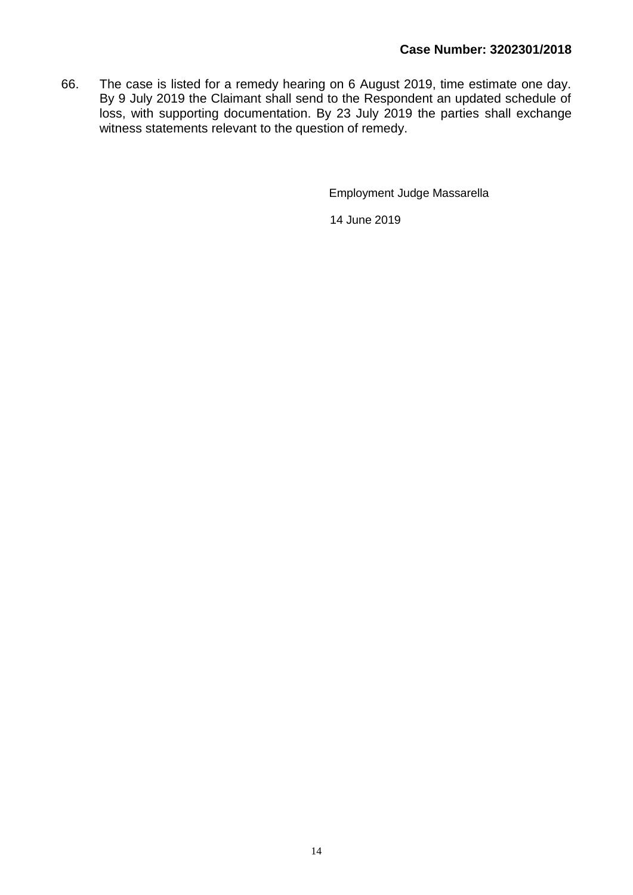66. The case is listed for a remedy hearing on 6 August 2019, time estimate one day. By 9 July 2019 the Claimant shall send to the Respondent an updated schedule of loss, with supporting documentation. By 23 July 2019 the parties shall exchange witness statements relevant to the question of remedy.

Employment Judge Massarella

14 June 2019